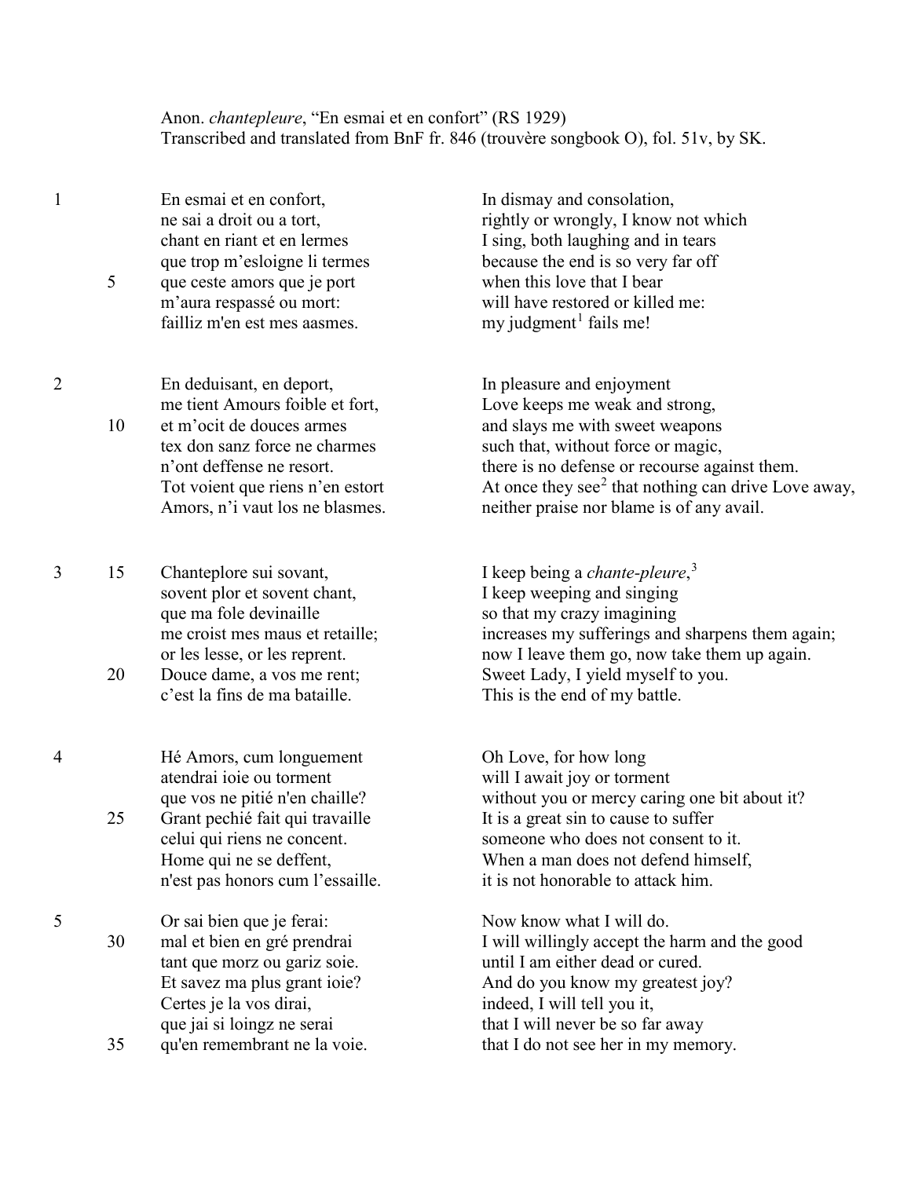Anon. *chantepleure*, "En esmai et en confort" (RS 1929)
Transcribed and translated from BnF fr. 846 (trouvère songbook O), fol. 51v, by SK.

| Stanza | Line | Old French | Translation |
|---|---|---|---|
| 1 | | En esmai et en confort, | In dismay and consolation, |
| | | ne sai a droit ou a tort, | rightly or wrongly, I know not which |
| | | chant en riant et en lermes | I sing, both laughing and in tears |
| | | que trop m'esloigne li termes | because the end is so very far off |
| | 5 | que ceste amors que je port | when this love that I bear |
| | | m'aura respassé ou mort: | will have restored or killed me: |
| | | failliz m'en est mes aasmes. | my judgment[1] fails me! |
| 2 | | En deduisant, en deport, | In pleasure and enjoyment |
| | | me tient Amours foible et fort, | Love keeps me weak and strong, |
| | 10 | et m'ocit de douces armes | and slays me with sweet weapons |
| | | tex don sanz force ne charmes | such that, without force or magic, |
| | | n'ont deffense ne resort. | there is no defense or recourse against them. |
| | | Tot voient que riens n'en estort | At once they see[2] that nothing can drive Love away, |
| | | Amors, n'i vaut los ne blasmes. | neither praise nor blame is of any avail. |
| 3 | 15 | Chanteplore sui sovant, | I keep being a *chante-pleure*,[3] |
| | | sovent plor et sovent chant, | I keep weeping and singing |
| | | que ma fole devinaille | so that my crazy imagining |
| | | me croist mes maus et retaille; | increases my sufferings and sharpens them again; |
| | | or les lesse, or les reprent. | now I leave them go, now take them up again. |
| | 20 | Douce dame, a vos me rent; | Sweet Lady, I yield myself to you. |
| | | c'est la fins de ma bataille. | This is the end of my battle. |
| 4 | | Hé Amors, cum longuement | Oh Love, for how long |
| | | atendrai ioie ou torment | will I await joy or torment |
| | | que vos ne pitié n'en chaille? | without you or mercy caring one bit about it? |
| | 25 | Grant pechié fait qui travaille | It is a great sin to cause to suffer |
| | | celui qui riens ne concent. | someone who does not consent to it. |
| | | Home qui ne se deffent, | When a man does not defend himself, |
| | | n'est pas honors cum l'essaille. | it is not honorable to attack him. |
| 5 | | Or sai bien que je ferai: | Now know what I will do. |
| | 30 | mal et bien en gré prendrai | I will willingly accept the harm and the good |
| | | tant que morz ou gariz soie. | until I am either dead or cured. |
| | | Et savez ma plus grant ioie? | And do you know my greatest joy? |
| | | Certes je la vos dirai, | indeed, I will tell you it, |
| | | que jai si loingz ne serai | that I will never be so far away |
| | 35 | qu'en remembrant ne la voie. | that I do not see her in my memory. |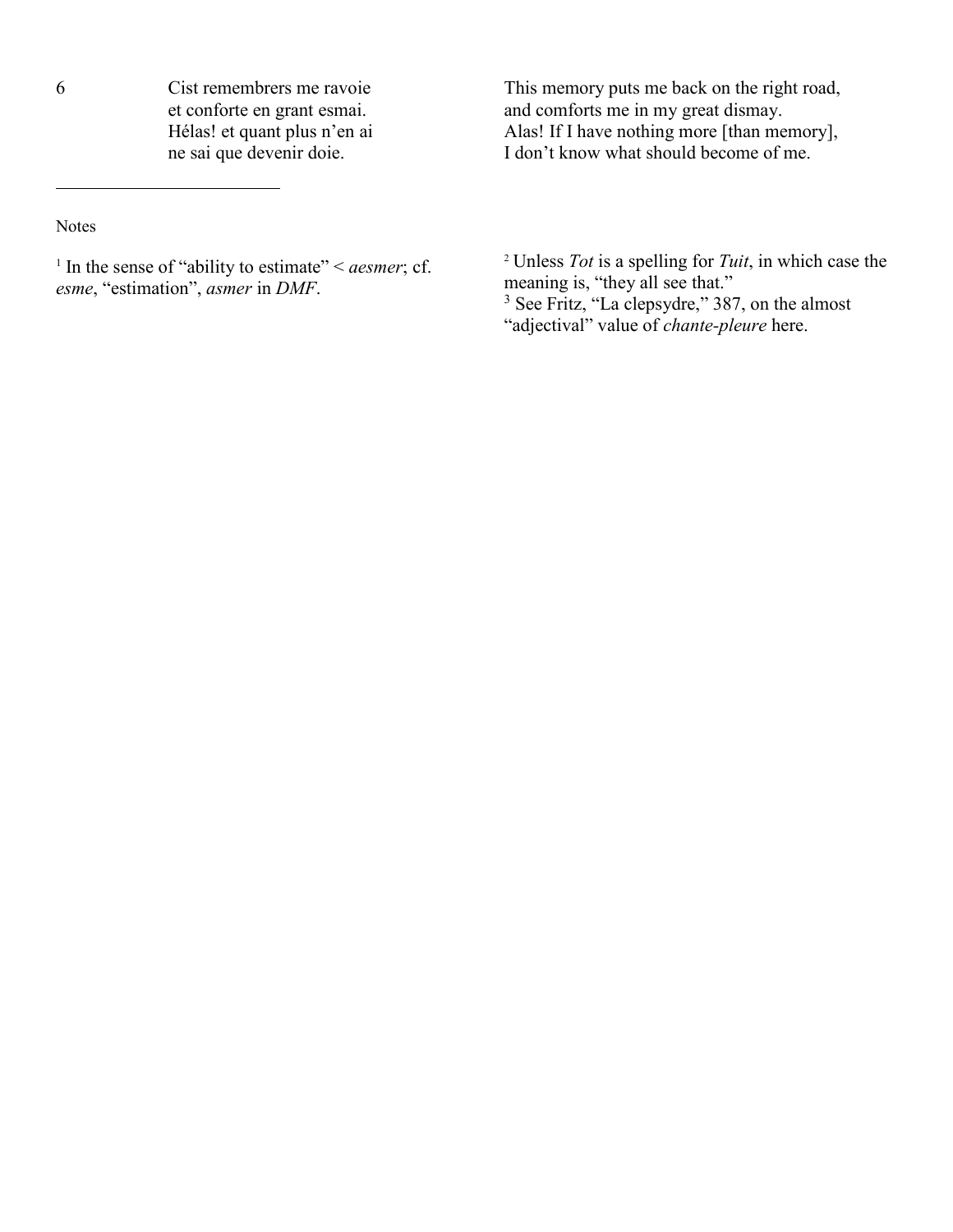6

Cist remembrers me ravoie
et conforte en grant esmai.
Hélas! et quant plus n'en ai
ne sai que devenir doie.

This memory puts me back on the right road,
and comforts me in my great dismay.
Alas! If I have nothing more [than memory],
I don't know what should become of me.

---

Notes

[1] In the sense of "ability to estimate" < *aesmer*; cf. *esme*, "estimation", *asmer* in *DMF*.

[2] Unless *Tot* is a spelling for *Tuit*, in which case the meaning is, "they all see that."

[3] See Fritz, "La clepsydre," 387, on the almost "adjectival" value of *chante-pleure* here.